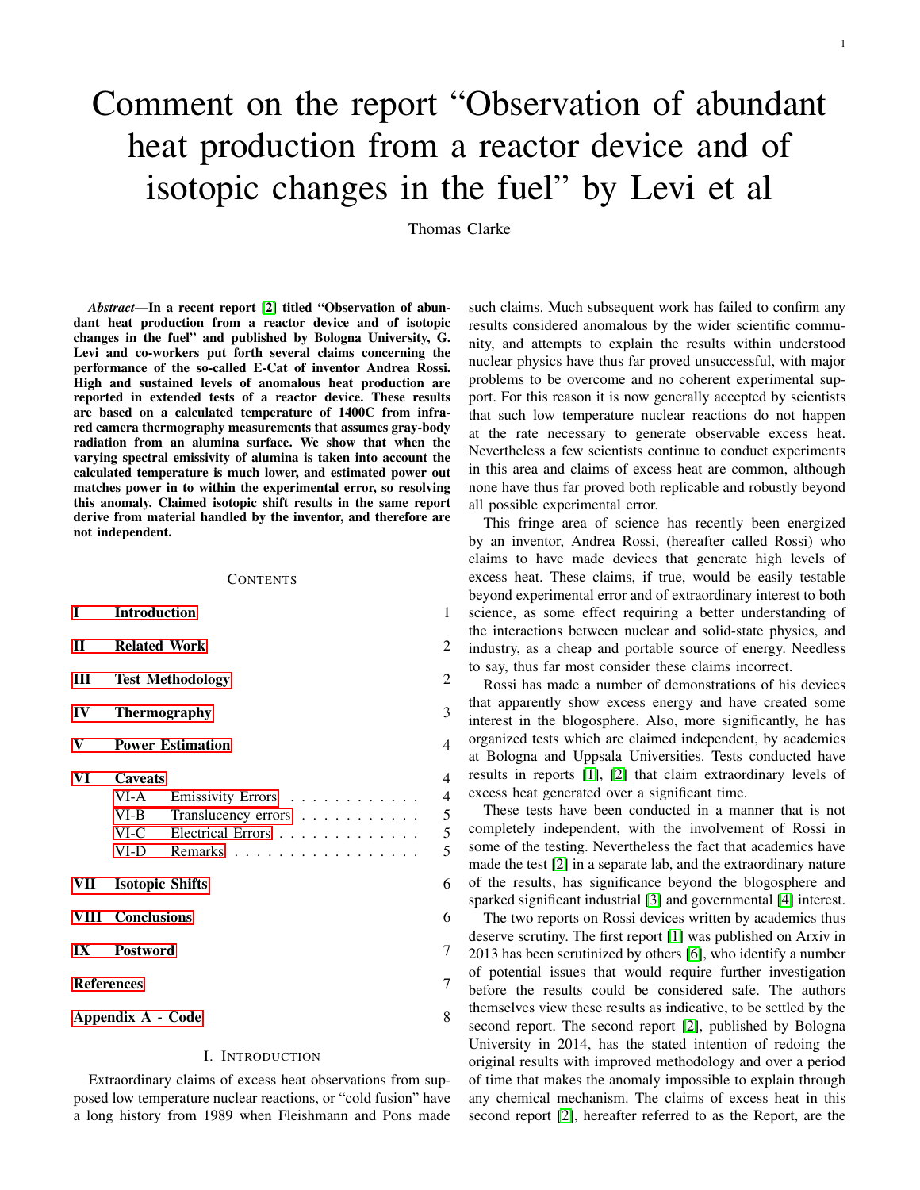// Comment on the report "Observation of abundant heat production from a reactor device and of isotopic changes in the fuel" by Levi et al

Thomas Clarke

***Abstract*—In a recent report [2] titled "Observation of abundant heat production from a reactor device and of isotopic changes in the fuel" and published by Bologna University, G. Levi and co-workers put forth several claims concerning the performance of the so-called E-Cat of inventor Andrea Rossi. High and sustained levels of anomalous heat production are reported in extended tests of a reactor device. These results are based on a calculated temperature of 1400C from infrared camera thermography measurements that assumes gray-body radiation from an alumina surface. We show that when the varying spectral emissivity of alumina is taken into account the calculated temperature is much lower, and estimated power out matches power in to within the experimental error, so resolving this anomaly. Claimed isotopic shift results in the same report derive from material handled by the inventor, and therefore are not independent.**

CONTENTS

| | | |
|---|---|---|
| I | Introduction | 1 |
| II | Related Work | 2 |
| III | Test Methodology | 2 |
| IV | Thermography | 3 |
| V | Power Estimation | 4 |
| VI | Caveats | 4 |
| VI-A | Emissivity Errors | 4 |
| VI-B | Translucency errors | 5 |
| VI-C | Electrical Errors | 5 |
| VI-D | Remarks | 5 |
| VII | Isotopic Shifts | 6 |
| VIII | Conclusions | 6 |
| IX | Postword | 7 |
| References | | 7 |
| Appendix A - Code | | 8 |

## I. INTRODUCTION

Extraordinary claims of excess heat observations from supposed low temperature nuclear reactions, or "cold fusion" have a long history from 1989 when Fleishmann and Pons made such claims. Much subsequent work has failed to confirm any results considered anomalous by the wider scientific community, and attempts to explain the results within understood nuclear physics have thus far proved unsuccessful, with major problems to be overcome and no coherent experimental support. For this reason it is now generally accepted by scientists that such low temperature nuclear reactions do not happen at the rate necessary to generate observable excess heat. Nevertheless a few scientists continue to conduct experiments in this area and claims of excess heat are common, although none have thus far proved both replicable and robustly beyond all possible experimental error.

This fringe area of science has recently been energized by an inventor, Andrea Rossi, (hereafter called Rossi) who claims to have made devices that generate high levels of excess heat. These claims, if true, would be easily testable beyond experimental error and of extraordinary interest to both science, as some effect requiring a better understanding of the interactions between nuclear and solid-state physics, and industry, as a cheap and portable source of energy. Needless to say, thus far most consider these claims incorrect.

Rossi has made a number of demonstrations of his devices that apparently show excess energy and have created some interest in the blogosphere. Also, more significantly, he has organized tests which are claimed independent, by academics at Bologna and Uppsala Universities. Tests conducted have results in reports [1], [2] that claim extraordinary levels of excess heat generated over a significant time.

These tests have been conducted in a manner that is not completely independent, with the involvement of Rossi in some of the testing. Nevertheless the fact that academics have made the test [2] in a separate lab, and the extraordinary nature of the results, has significance beyond the blogosphere and sparked significant industrial [3] and governmental [4] interest.

The two reports on Rossi devices written by academics thus deserve scrutiny. The first report [1] was published on Arxiv in 2013 has been scrutinized by others [6], who identify a number of potential issues that would require further investigation before the results could be considered safe. The authors themselves view these results as indicative, to be settled by the second report. The second report [2], published by Bologna University in 2014, has the stated intention of redoing the original results with improved methodology and over a period of time that makes the anomaly impossible to explain through any chemical mechanism. The claims of excess heat in this second report [2], hereafter referred to as the Report, are the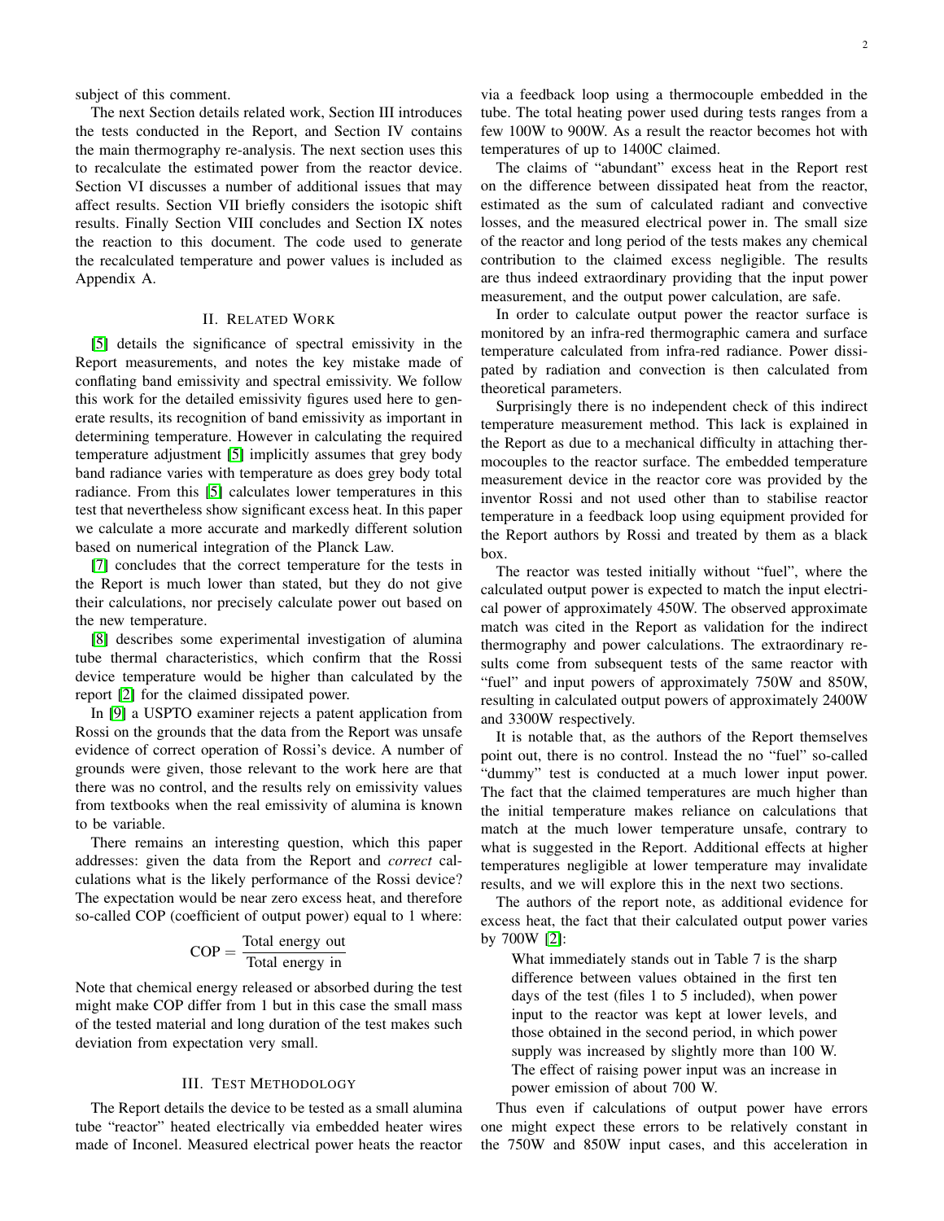subject of this comment.

The next Section details related work, Section III introduces the tests conducted in the Report, and Section IV contains the main thermography re-analysis. The next section uses this to recalculate the estimated power from the reactor device. Section VI discusses a number of additional issues that may affect results. Section VII briefly considers the isotopic shift results. Finally Section VIII concludes and Section IX notes the reaction to this document. The code used to generate the recalculated temperature and power values is included as Appendix A.

## II. Related Work

[5] details the significance of spectral emissivity in the Report measurements, and notes the key mistake made of conflating band emissivity and spectral emissivity. We follow this work for the detailed emissivity figures used here to generate results, its recognition of band emissivity as important in determining temperature. However in calculating the required temperature adjustment [5] implicitly assumes that grey body band radiance varies with temperature as does grey body total radiance. From this [5] calculates lower temperatures in this test that nevertheless show significant excess heat. In this paper we calculate a more accurate and markedly different solution based on numerical integration of the Planck Law.

[7] concludes that the correct temperature for the tests in the Report is much lower than stated, but they do not give their calculations, nor precisely calculate power out based on the new temperature.

[8] describes some experimental investigation of alumina tube thermal characteristics, which confirm that the Rossi device temperature would be higher than calculated by the report [2] for the claimed dissipated power.

In [9] a USPTO examiner rejects a patent application from Rossi on the grounds that the data from the Report was unsafe evidence of correct operation of Rossi's device. A number of grounds were given, those relevant to the work here are that there was no control, and the results rely on emissivity values from textbooks when the real emissivity of alumina is known to be variable.

There remains an interesting question, which this paper addresses: given the data from the Report and *correct* calculations what is the likely performance of the Rossi device? The expectation would be near zero excess heat, and therefore so-called COP (coefficient of output power) equal to 1 where:

$$\text{COP} = \frac{\text{Total energy out}}{\text{Total energy in}}$$

Note that chemical energy released or absorbed during the test might make COP differ from 1 but in this case the small mass of the tested material and long duration of the test makes such deviation from expectation very small.

## III. Test Methodology

The Report details the device to be tested as a small alumina tube "reactor" heated electrically via embedded heater wires made of Inconel. Measured electrical power heats the reactor via a feedback loop using a thermocouple embedded in the tube. The total heating power used during tests ranges from a few 100W to 900W. As a result the reactor becomes hot with temperatures of up to 1400C claimed.

The claims of "abundant" excess heat in the Report rest on the difference between dissipated heat from the reactor, estimated as the sum of calculated radiant and convective losses, and the measured electrical power in. The small size of the reactor and long period of the tests makes any chemical contribution to the claimed excess negligible. The results are thus indeed extraordinary providing that the input power measurement, and the output power calculation, are safe.

In order to calculate output power the reactor surface is monitored by an infra-red thermographic camera and surface temperature calculated from infra-red radiance. Power dissipated by radiation and convection is then calculated from theoretical parameters.

Surprisingly there is no independent check of this indirect temperature measurement method. This lack is explained in the Report as due to a mechanical difficulty in attaching thermocouples to the reactor surface. The embedded temperature measurement device in the reactor core was provided by the inventor Rossi and not used other than to stabilise reactor temperature in a feedback loop using equipment provided for the Report authors by Rossi and treated by them as a black box.

The reactor was tested initially without "fuel", where the calculated output power is expected to match the input electrical power of approximately 450W. The observed approximate match was cited in the Report as validation for the indirect thermography and power calculations. The extraordinary results come from subsequent tests of the same reactor with "fuel" and input powers of approximately 750W and 850W, resulting in calculated output powers of approximately 2400W and 3300W respectively.

It is notable that, as the authors of the Report themselves point out, there is no control. Instead the no "fuel" so-called "dummy" test is conducted at a much lower input power. The fact that the claimed temperatures are much higher than the initial temperature makes reliance on calculations that match at the much lower temperature unsafe, contrary to what is suggested in the Report. Additional effects at higher temperatures negligible at lower temperature may invalidate results, and we will explore this in the next two sections.

The authors of the report note, as additional evidence for excess heat, the fact that their calculated output power varies by 700W [2]:

> What immediately stands out in Table 7 is the sharp difference between values obtained in the first ten days of the test (files 1 to 5 included), when power input to the reactor was kept at lower levels, and those obtained in the second period, in which power supply was increased by slightly more than 100 W. The effect of raising power input was an increase in power emission of about 700 W.

Thus even if calculations of output power have errors one might expect these errors to be relatively constant in the 750W and 850W input cases, and this acceleration in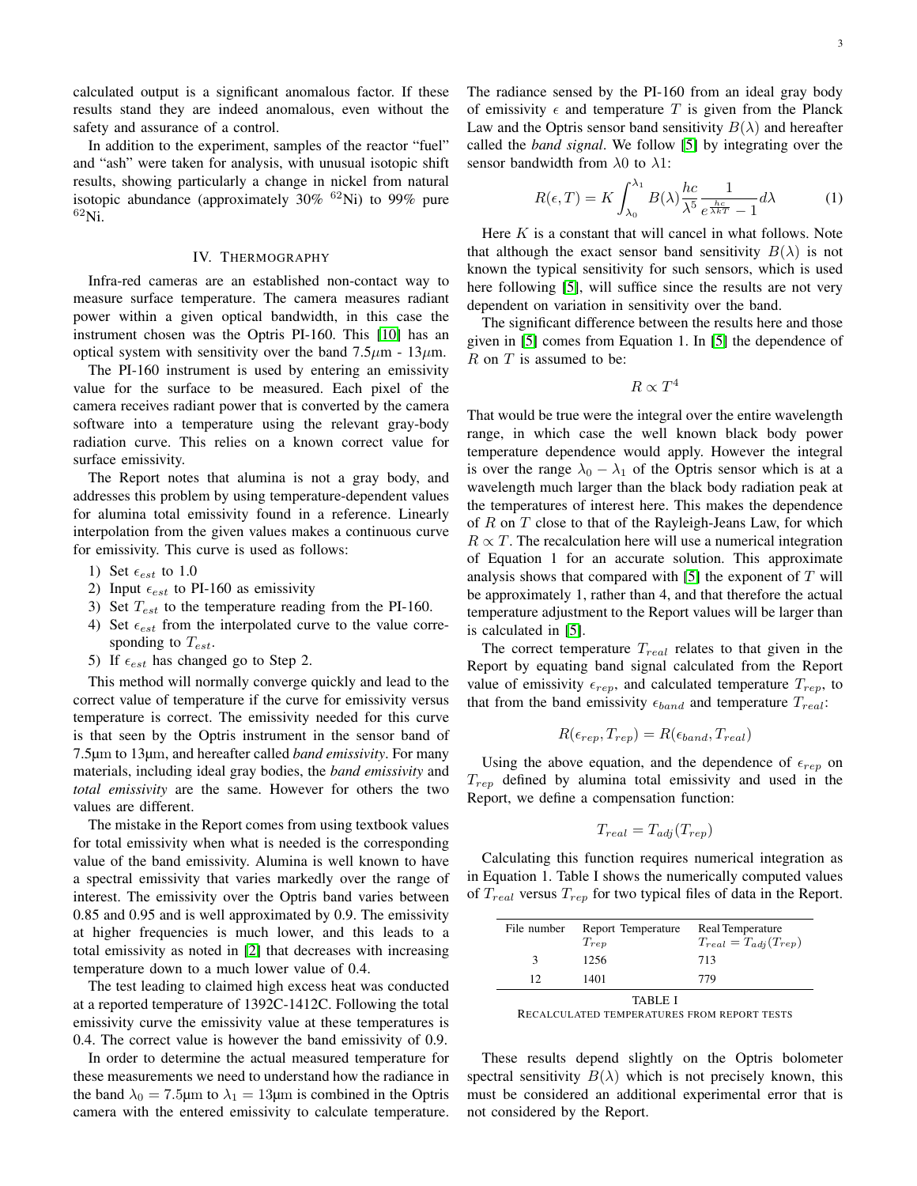calculated output is a significant anomalous factor. If these results stand they are indeed anomalous, even without the safety and assurance of a control.

In addition to the experiment, samples of the reactor "fuel" and "ash" were taken for analysis, with unusual isotopic shift results, showing particularly a change in nickel from natural isotopic abundance (approximately 30% $^{62}$Ni) to 99% pure $^{62}$Ni.

## IV. Thermography

Infra-red cameras are an established non-contact way to measure surface temperature. The camera measures radiant power within a given optical bandwidth, in this case the instrument chosen was the Optris PI-160. This [10] has an optical system with sensitivity over the band 7.5$\mu$m - 13$\mu$m.

The PI-160 instrument is used by entering an emissivity value for the surface to be measured. Each pixel of the camera receives radiant power that is converted by the camera software into a temperature using the relevant gray-body radiation curve. This relies on a known correct value for surface emissivity.

The Report notes that alumina is not a gray body, and addresses this problem by using temperature-dependent values for alumina total emissivity found in a reference. Linearly interpolation from the given values makes a continuous curve for emissivity. This curve is used as follows:

1) Set $\epsilon_{est}$ to 1.0
2) Input $\epsilon_{est}$ to PI-160 as emissivity
3) Set $T_{est}$ to the temperature reading from the PI-160.
4) Set $\epsilon_{est}$ from the interpolated curve to the value corresponding to $T_{est}$.
5) If $\epsilon_{est}$ has changed go to Step 2.

This method will normally converge quickly and lead to the correct value of temperature if the curve for emissivity versus temperature is correct. The emissivity needed for this curve is that seen by the Optris instrument in the sensor band of 7.5µm to 13µm, and hereafter called *band emissivity*. For many materials, including ideal gray bodies, the *band emissivity* and *total emissivity* are the same. However for others the two values are different.

The mistake in the Report comes from using textbook values for total emissivity when what is needed is the corresponding value of the band emissivity. Alumina is well known to have a spectral emissivity that varies markedly over the range of interest. The emissivity over the Optris band varies between 0.85 and 0.95 and is well approximated by 0.9. The emissivity at higher frequencies is much lower, and this leads to a total emissivity as noted in [2] that decreases with increasing temperature down to a much lower value of 0.4.

The test leading to claimed high excess heat was conducted at a reported temperature of 1392C-1412C. Following the total emissivity curve the emissivity value at these temperatures is 0.4. The correct value is however the band emissivity of 0.9.

In order to determine the actual measured temperature for these measurements we need to understand how the radiance in the band $\lambda_0 = 7.5$µm to $\lambda_1 = 13$µm is combined in the Optris camera with the entered emissivity to calculate temperature. The radiance sensed by the PI-160 from an ideal gray body of emissivity $\epsilon$ and temperature $T$ is given from the Planck Law and the Optris sensor band sensitivity $B(\lambda)$ and hereafter called the *band signal*. We follow [5] by integrating over the sensor bandwidth from $\lambda 0$ to $\lambda 1$:

$$R(\epsilon, T) = K \int_{\lambda_0}^{\lambda_1} B(\lambda) \frac{hc}{\lambda^5} \frac{1}{e^{\frac{hc}{\lambda kT}} - 1} d\lambda \tag{1}$$

Here $K$ is a constant that will cancel in what follows. Note that although the exact sensor band sensitivity $B(\lambda)$ is not known the typical sensitivity for such sensors, which is used here following [5], will suffice since the results are not very dependent on variation in sensitivity over the band.

The significant difference between the results here and those given in [5] comes from Equation 1. In [5] the dependence of $R$ on $T$ is assumed to be:

$$R \propto T^4$$

That would be true were the integral over the entire wavelength range, in which case the well known black body power temperature dependence would apply. However the integral is over the range $\lambda_0 - \lambda_1$ of the Optris sensor which is at a wavelength much larger than the black body radiation peak at the temperatures of interest here. This makes the dependence of $R$ on $T$ close to that of the Rayleigh-Jeans Law, for which $R \propto T$. The recalculation here will use a numerical integration of Equation 1 for an accurate solution. This approximate analysis shows that compared with [5] the exponent of $T$ will be approximately 1, rather than 4, and that therefore the actual temperature adjustment to the Report values will be larger than is calculated in [5].

The correct temperature $T_{real}$ relates to that given in the Report by equating band signal calculated from the Report value of emissivity $\epsilon_{rep}$, and calculated temperature $T_{rep}$, to that from the band emissivity $\epsilon_{band}$ and temperature $T_{real}$:

$$R(\epsilon_{rep}, T_{rep}) = R(\epsilon_{band}, T_{real})$$

Using the above equation, and the dependence of $\epsilon_{rep}$ on $T_{rep}$ defined by alumina total emissivity and used in the Report, we define a compensation function:

$$T_{real} = T_{adj}(T_{rep})$$

Calculating this function requires numerical integration as in Equation 1. Table I shows the numerically computed values of $T_{real}$ versus $T_{rep}$ for two typical files of data in the Report.

| File number | Report Temperature $T_{rep}$ | Real Temperature $T_{real} = T_{adj}(T_{rep})$ |
|---|---|---|
| 3 | 1256 | 713 |
| 12 | 1401 | 779 |

TABLE I
RECALCULATED TEMPERATURES FROM REPORT TESTS

These results depend slightly on the Optris bolometer spectral sensitivity $B(\lambda)$ which is not precisely known, this must be considered an additional experimental error that is not considered by the Report.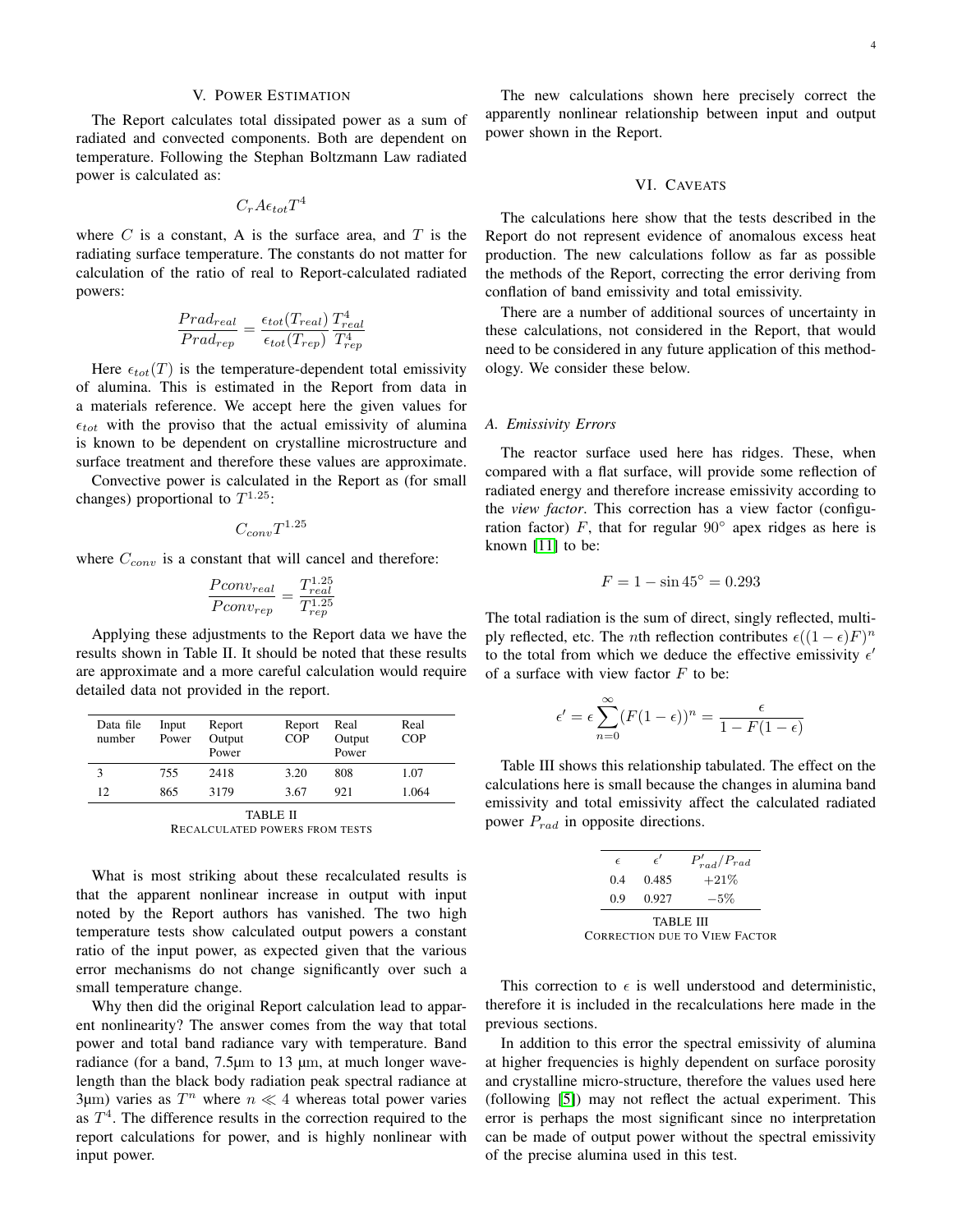## V. Power Estimation

The Report calculates total dissipated power as a sum of radiated and convected components. Both are dependent on temperature. Following the Stephan Boltzmann Law radiated power is calculated as:

$$C_r A \epsilon_{tot} T^4$$

where $C$ is a constant, A is the surface area, and $T$ is the radiating surface temperature. The constants do not matter for calculation of the ratio of real to Report-calculated radiated powers:

$$\frac{Prad_{real}}{Prad_{rep}} = \frac{\epsilon_{tot}(T_{real})}{\epsilon_{tot}(T_{rep})} \frac{T^4_{real}}{T^4_{rep}}$$

Here $\epsilon_{tot}(T)$ is the temperature-dependent total emissivity of alumina. This is estimated in the Report from data in a materials reference. We accept here the given values for $\epsilon_{tot}$ with the proviso that the actual emissivity of alumina is known to be dependent on crystalline microstructure and surface treatment and therefore these values are approximate.

Convective power is calculated in the Report as (for small changes) proportional to $T^{1.25}$:

$$C_{conv} T^{1.25}$$

where $C_{conv}$ is a constant that will cancel and therefore:

$$\frac{Pconv_{real}}{Pconv_{rep}} = \frac{T^{1.25}_{real}}{T^{1.25}_{rep}}$$

Applying these adjustments to the Report data we have the results shown in Table II. It should be noted that these results are approximate and a more careful calculation would require detailed data not provided in the report.

| Data file number | Input Power | Report Output Power | Report COP | Real Output Power | Real COP |
|---|---|---|---|---|---|
| 3 | 755 | 2418 | 3.20 | 808 | 1.07 |
| 12 | 865 | 3179 | 3.67 | 921 | 1.064 |

TABLE II
Recalculated powers from tests

What is most striking about these recalculated results is that the apparent nonlinear increase in output with input noted by the Report authors has vanished. The two high temperature tests show calculated output powers a constant ratio of the input power, as expected given that the various error mechanisms do not change significantly over such a small temperature change.

Why then did the original Report calculation lead to apparent nonlinearity? The answer comes from the way that total power and total band radiance vary with temperature. Band radiance (for a band, 7.5µm to 13 µm, at much longer wavelength than the black body radiation peak spectral radiance at 3µm) varies as $T^n$ where $n \ll 4$ whereas total power varies as $T^4$. The difference results in the correction required to the report calculations for power, and is highly nonlinear with input power.

The new calculations shown here precisely correct the apparently nonlinear relationship between input and output power shown in the Report.

## VI. Caveats

The calculations here show that the tests described in the Report do not represent evidence of anomalous excess heat production. The new calculations follow as far as possible the methods of the Report, correcting the error deriving from conflation of band emissivity and total emissivity.

There are a number of additional sources of uncertainty in these calculations, not considered in the Report, that would need to be considered in any future application of this methodology. We consider these below.

### A. Emissivity Errors

The reactor surface used here has ridges. These, when compared with a flat surface, will provide some reflection of radiated energy and therefore increase emissivity according to the *view factor*. This correction has a view factor (configuration factor) $F$, that for regular 90° apex ridges as here is known [11] to be:

$$F = 1 - \sin 45^\circ = 0.293$$

The total radiation is the sum of direct, singly reflected, multiply reflected, etc. The $n$th reflection contributes $\epsilon((1-\epsilon)F)^n$ to the total from which we deduce the effective emissivity $\epsilon'$ of a surface with view factor $F$ to be:

$$\epsilon' = \epsilon \sum_{n=0}^{\infty} (F(1-\epsilon))^n = \frac{\epsilon}{1 - F(1-\epsilon)}$$

Table III shows this relationship tabulated. The effect on the calculations here is small because the changes in alumina band emissivity and total emissivity affect the calculated radiated power $P_{rad}$ in opposite directions.

| $\epsilon$ | $\epsilon'$ | $P'_{rad}/P_{rad}$ |
|---|---|---|
| 0.4 | 0.485 | $+21\%$ |
| 0.9 | 0.927 | $-5\%$ |

TABLE III
Correction due to View Factor

This correction to $\epsilon$ is well understood and deterministic, therefore it is included in the recalculations here made in the previous sections.

In addition to this error the spectral emissivity of alumina at higher frequencies is highly dependent on surface porosity and crystalline micro-structure, therefore the values used here (following [5]) may not reflect the actual experiment. This error is perhaps the most significant since no interpretation can be made of output power without the spectral emissivity of the precise alumina used in this test.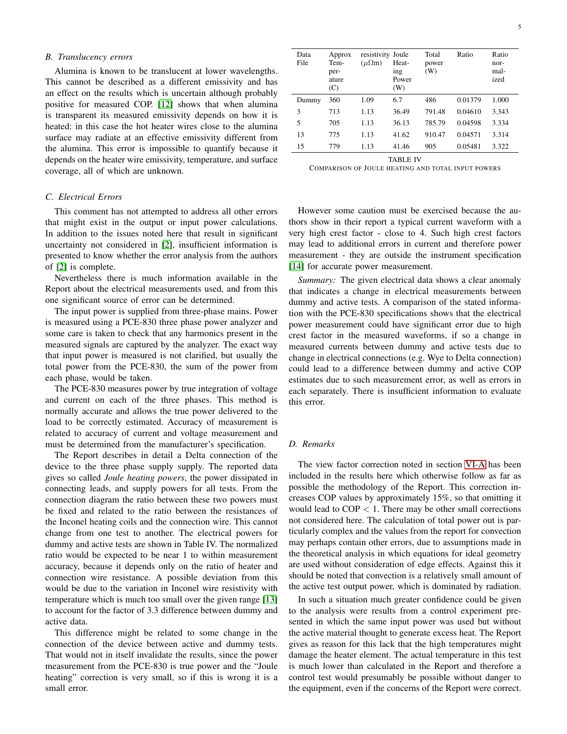### B. Translucency errors

Alumina is known to be translucent at lower wavelengths. This cannot be described as a different emissivity and has an effect on the results which is uncertain although probably positive for measured COP. [12] shows that when alumina is transparent its measured emissivity depends on how it is heated: in this case the hot heater wires close to the alumina surface may radiate at an effective emissivity different from the alumina. This error is impossible to quantify because it depends on the heater wire emissivity, temperature, and surface coverage, all of which are unknown.

### C. Electrical Errors

This comment has not attempted to address all other errors that might exist in the output or input power calculations. In addition to the issues noted here that result in significant uncertainty not considered in [2], insufficient information is presented to know whether the error analysis from the authors of [2] is complete.

Nevertheless there is much information available in the Report about the electrical measurements used, and from this one significant source of error can be determined.

The input power is supplied from three-phase mains. Power is measured using a PCE-830 three phase power analyzer and some care is taken to check that any harmonics present in the measured signals are captured by the analyzer. The exact way that input power is measured is not clarified, but usually the total power from the PCE-830, the sum of the power from each phase, would be taken.

The PCE-830 measures power by true integration of voltage and current on each of the three phases. This method is normally accurate and allows the true power delivered to the load to be correctly estimated. Accuracy of measurement is related to accuracy of current and voltage measurement and must be determined from the manufacturer's specification.

The Report describes in detail a Delta connection of the device to the three phase supply supply. The reported data gives so called *Joule heating powers*, the power dissipated in connecting leads, and supply powers for all tests. From the connection diagram the ratio between these two powers must be fixed and related to the ratio between the resistances of the Inconel heating coils and the connection wire. This cannot change from one test to another. The electrical powers for dummy and active tests are shown in Table IV. The normalized ratio would be expected to be near 1 to within measurement accuracy, because it depends only on the ratio of heater and connection wire resistance. A possible deviation from this would be due to the variation in Inconel wire resistivity with temperature which is much too small over the given range [13] to account for the factor of 3.3 difference between dummy and active data.

This difference might be related to some change in the connection of the device between active and dummy tests. That would not in itself invalidate the results, since the power measurement from the PCE-830 is true power and the "Joule heating" correction is very small, so if this is wrong it is a small error.

| Data File | Approx Temperature (C) | resistivity ($\mu\Omega$m) | Joule Heating Power (W) | Total power (W) | Ratio | Ratio normalized |
|---|---|---|---|---|---|---|
| Dummy | 360 | 1.09 | 6.7 | 486 | 0.01379 | 1.000 |
| 3 | 713 | 1.13 | 36.49 | 791.48 | 0.04610 | 3.343 |
| 5 | 705 | 1.13 | 36.13 | 785.79 | 0.04598 | 3.334 |
| 13 | 775 | 1.13 | 41.62 | 910.47 | 0.04571 | 3.314 |
| 15 | 779 | 1.13 | 41.46 | 905 | 0.05481 | 3.322 |

TABLE IV
COMPARISON OF JOULE HEATING AND TOTAL INPUT POWERS

However some caution must be exercised because the authors show in their report a typical current waveform with a very high crest factor - close to 4. Such high crest factors may lead to additional errors in current and therefore power measurement - they are outside the instrument specification [14] for accurate power measurement.

*Summary:* The given electrical data shows a clear anomaly that indicates a change in electrical measurements between dummy and active tests. A comparison of the stated information with the PCE-830 specifications shows that the electrical power measurement could have significant error due to high crest factor in the measured waveforms, if so a change in measured currents between dummy and active tests due to change in electrical connections (e.g. Wye to Delta connection) could lead to a difference between dummy and active COP estimates due to such measurement error, as well as errors in each separately. There is insufficient information to evaluate this error.

### D. Remarks

The view factor correction noted in section VI-A has been included in the results here which otherwise follow as far as possible the methodology of the Report. This correction increases COP values by approximately 15%, so that omitting it would lead to COP $< 1$. There may be other small corrections not considered here. The calculation of total power out is particularly complex and the values from the report for convection may perhaps contain other errors, due to assumptions made in the theoretical analysis in which equations for ideal geometry are used without consideration of edge effects. Against this it should be noted that convection is a relatively small amount of the active test output power, which is dominated by radiation.

In such a situation much greater confidence could be given to the analysis were results from a control experiment presented in which the same input power was used but without the active material thought to generate excess heat. The Report gives as reason for this lack that the high temperatures might damage the heater element. The actual temperature in this test is much lower than calculated in the Report and therefore a control test would presumably be possible without danger to the equipment, even if the concerns of the Report were correct.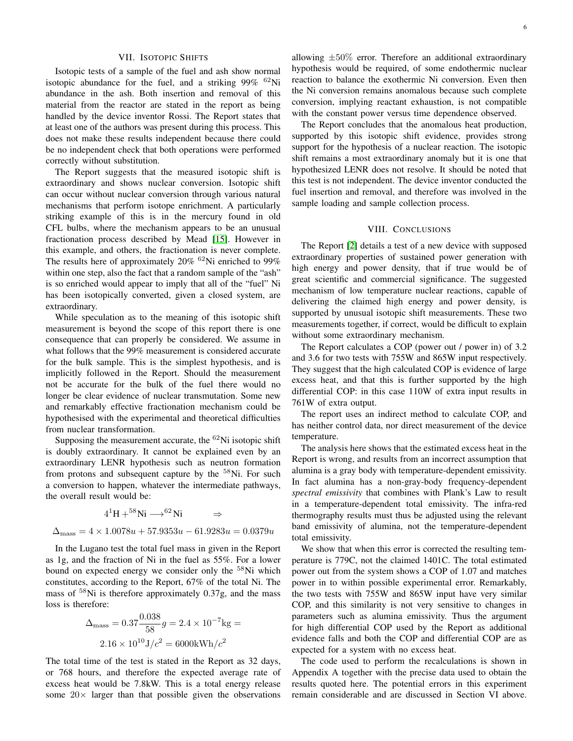## VII. Isotopic Shifts

Isotopic tests of a sample of the fuel and ash show normal isotopic abundance for the fuel, and a striking 99% $^{62}$Ni abundance in the ash. Both insertion and removal of this material from the reactor are stated in the report as being handled by the device inventor Rossi. The Report states that at least one of the authors was present during this process. This does not make these results independent because there could be no independent check that both operations were performed correctly without substitution.

The Report suggests that the measured isotopic shift is extraordinary and shows nuclear conversion. Isotopic shift can occur without nuclear conversion through various natural mechanisms that perform isotope enrichment. A particularly striking example of this is in the mercury found in old CFL bulbs, where the mechanism appears to be an unusual fractionation process described by Mead [15]. However in this example, and others, the fractionation is never complete. The results here of approximately 20% $^{62}$Ni enriched to 99% within one step, also the fact that a random sample of the "ash" is so enriched would appear to imply that all of the "fuel" Ni has been isotopically converted, given a closed system, are extraordinary.

While speculation as to the meaning of this isotopic shift measurement is beyond the scope of this report there is one consequence that can properly be considered. We assume in what follows that the 99% measurement is considered accurate for the bulk sample. This is the simplest hypothesis, and is implicitly followed in the Report. Should the measurement not be accurate for the bulk of the fuel there would no longer be clear evidence of nuclear transmutation. Some new and remarkably effective fractionation mechanism could be hypothesised with the experimental and theoretical difficulties from nuclear transformation.

Supposing the measurement accurate, the $^{62}$Ni isotopic shift is doubly extraordinary. It cannot be explained even by an extraordinary LENR hypothesis such as neutron formation from protons and subsequent capture by the $^{58}$Ni. For such a conversion to happen, whatever the intermediate pathways, the overall result would be:

$$4^{1}\mathrm{H} + {}^{58}\mathrm{Ni} \longrightarrow {}^{62}\mathrm{Ni} \qquad \Rightarrow$$

$$\Delta_{\mathrm{mass}} = 4 \times 1.0078u + 57.9353u - 61.9283u = 0.0379u$$

In the Lugano test the total fuel mass in given in the Report as 1g, and the fraction of Ni in the fuel as 55%. For a lower bound on expected energy we consider only the $^{58}$Ni which constitutes, according to the Report, 67% of the total Ni. The mass of $^{58}$Ni is therefore approximately 0.37g, and the mass loss is therefore:

$$\Delta_{\mathrm{mass}} = 0.37 \frac{0.038}{58} g = 2.4 \times 10^{-7} \mathrm{kg} =$$
$$2.16 \times 10^{10} \mathrm{J}/c^2 = 6000 \mathrm{kWh}/c^2$$

The total time of the test is stated in the Report as 32 days, or 768 hours, and therefore the expected average rate of excess heat would be 7.8kW. This is a total energy release some 20× larger than that possible given the observations allowing ±50% error. Therefore an additional extraordinary hypothesis would be required, of some endothermic nuclear reaction to balance the exothermic Ni conversion. Even then the Ni conversion remains anomalous because such complete conversion, implying reactant exhaustion, is not compatible with the constant power versus time dependence observed.

The Report concludes that the anomalous heat production, supported by this isotopic shift evidence, provides strong support for the hypothesis of a nuclear reaction. The isotopic shift remains a most extraordinary anomaly but it is one that hypothesized LENR does not resolve. It should be noted that this test is not independent. The device inventor conducted the fuel insertion and removal, and therefore was involved in the sample loading and sample collection process.

## VIII. Conclusions

The Report [2] details a test of a new device with supposed extraordinary properties of sustained power generation with high energy and power density, that if true would be of great scientific and commercial significance. The suggested mechanism of low temperature nuclear reactions, capable of delivering the claimed high energy and power density, is supported by unusual isotopic shift measurements. These two measurements together, if correct, would be difficult to explain without some extraordinary mechanism.

The Report calculates a COP (power out / power in) of 3.2 and 3.6 for two tests with 755W and 865W input respectively. They suggest that the high calculated COP is evidence of large excess heat, and that this is further supported by the high differential COP: in this case 110W of extra input results in 761W of extra output.

The report uses an indirect method to calculate COP, and has neither control data, nor direct measurement of the device temperature.

The analysis here shows that the estimated excess heat in the Report is wrong, and results from an incorrect assumption that alumina is a gray body with temperature-dependent emissivity. In fact alumina has a non-gray-body frequency-dependent *spectral emissivity* that combines with Plank's Law to result in a temperature-dependent total emissivity. The infra-red thermography results must thus be adjusted using the relevant band emissivity of alumina, not the temperature-dependent total emissivity.

We show that when this error is corrected the resulting temperature is 779C, not the claimed 1401C. The total estimated power out from the system shows a COP of 1.07 and matches power in to within possible experimental error. Remarkably, the two tests with 755W and 865W input have very similar COP, and this similarity is not very sensitive to changes in parameters such as alumina emissivity. Thus the argument for high differential COP used by the Report as additional evidence falls and both the COP and differential COP are as expected for a system with no excess heat.

The code used to perform the recalculations is shown in Appendix A together with the precise data used to obtain the results quoted here. The potential errors in this experiment remain considerable and are discussed in Section VI above.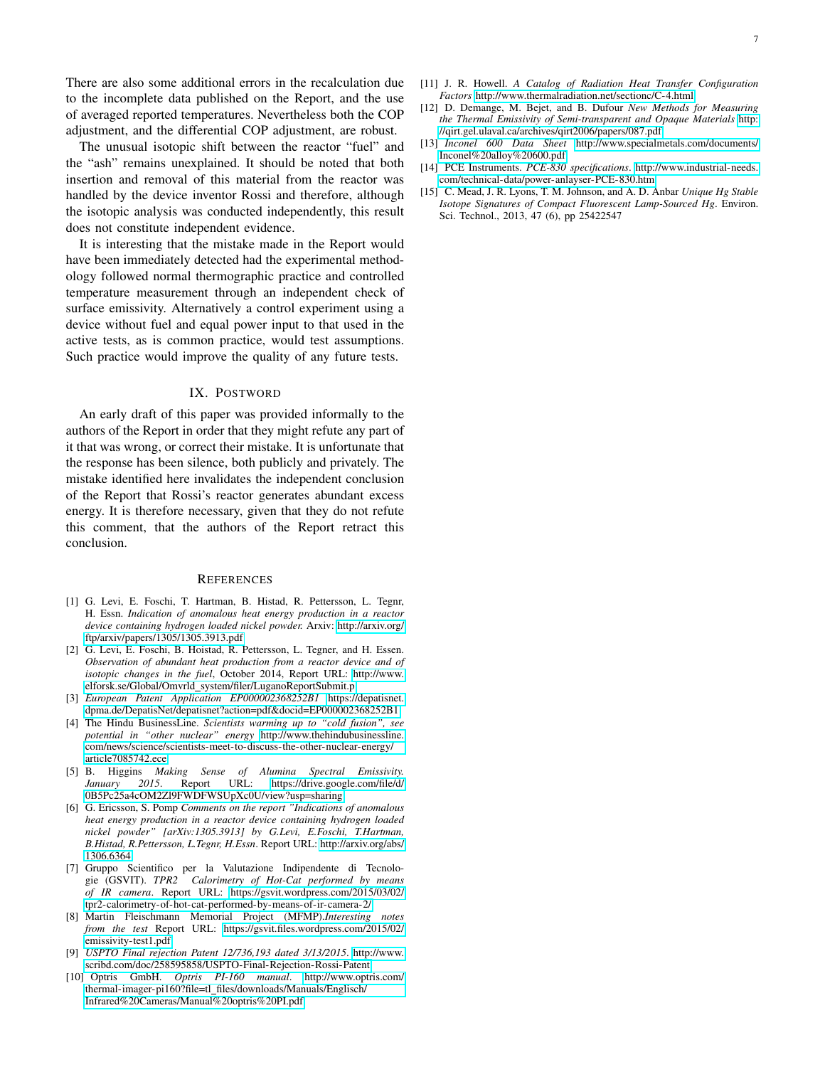There are also some additional errors in the recalculation due to the incomplete data published on the Report, and the use of averaged reported temperatures. Nevertheless both the COP adjustment, and the differential COP adjustment, are robust.

The unusual isotopic shift between the reactor "fuel" and the "ash" remains unexplained. It should be noted that both insertion and removal of this material from the reactor was handled by the device inventor Rossi and therefore, although the isotopic analysis was conducted independently, this result does not constitute independent evidence.

It is interesting that the mistake made in the Report would have been immediately detected had the experimental methodology followed normal thermographic practice and controlled temperature measurement through an independent check of surface emissivity. Alternatively a control experiment using a device without fuel and equal power input to that used in the active tests, as is common practice, would test assumptions. Such practice would improve the quality of any future tests.

## IX. Postword

An early draft of this paper was provided informally to the authors of the Report in order that they might refute any part of it that was wrong, or correct their mistake. It is unfortunate that the response has been silence, both publicly and privately. The mistake identified here invalidates the independent conclusion of the Report that Rossi's reactor generates abundant excess energy. It is therefore necessary, given that they do not refute this comment, that the authors of the Report retract this conclusion.

## References

[1] G. Levi, E. Foschi, T. Hartman, B. Histad, R. Pettersson, L. Tegnr, H. Essn. *Indication of anomalous heat energy production in a reactor device containing hydrogen loaded nickel powder.* Arxiv: http://arxiv.org/ftp/arxiv/papers/1305/1305.3913.pdf

[2] G. Levi, E. Foschi, B. Hoistad, R. Pettersson, L. Tegner, and H. Essen. *Observation of abundant heat production from a reactor device and of isotopic changes in the fuel*, October 2014, Report URL: http://www.elforsk.se/Global/Omvrld_system/filer/LuganoReportSubmit.p

[3] *European Patent Application EP000002368252B1* https://depatisnet.dpma.de/DepatisNet/depatisnet?action=pdf&docid=EP000002368252B1

[4] The Hindu BusinessLine. *Scientists warming up to "cold fusion", see potential in "other nuclear" energy* http://www.thehindubusinessline.com/news/science/scientists-meet-to-discuss-the-other-nuclear-energy/article7085742.ece

[5] B. Higgins *Making Sense of Alumina Spectral Emissivity. January 2015.* Report URL: https://drive.google.com/file/d/0B5Pc25a4cOM2Zl9FWDFWSUpXc0U/view?usp=sharing

[6] G. Ericsson, S. Pomp *Comments on the report "Indications of anomalous heat energy production in a reactor device containing hydrogen loaded nickel powder" [arXiv:1305.3913] by G.Levi, E.Foschi, T.Hartman, B.Histad, R.Pettersson, L.Tegnr, H.Essn*. Report URL: http://arxiv.org/abs/1306.6364

[7] Gruppo Scientifico per la Valutazione Indipendente di Tecnologie (GSVIT). *TPR2 Calorimetry of Hot-Cat performed by means of IR camera*. Report URL: https://gsvit.wordpress.com/2015/03/02/tpr2-calorimetry-of-hot-cat-performed-by-means-of-ir-camera-2/

[8] Martin Fleischmann Memorial Project (MFMP).*Interesting notes from the test* Report URL: https://gsvit.files.wordpress.com/2015/02/emissivity-test1.pdf

[9] *USPTO Final rejection Patent 12/736,193 dated 3/13/2015*. http://www.scribd.com/doc/258595858/USPTO-Final-Rejection-Rossi-Patent

[10] Optris GmbH. *Optris PI-160 manual*. http://www.optris.com/thermal-imager-pi160?file=tl_files/downloads/Manuals/Englisch/Infrared%20Cameras/Manual%20optris%20PI.pdf

[11] J. R. Howell. *A Catalog of Radiation Heat Transfer Configuration Factors* http://www.thermalradiation.net/sectionc/C-4.html

[12] D. Demange, M. Bejet, and B. Dufour *New Methods for Measuring the Thermal Emissivity of Semi-transparent and Opaque Materials* http://qirt.gel.ulaval.ca/archives/qirt2006/papers/087.pdf

[13] *Inconel 600 Data Sheet* http://www.specialmetals.com/documents/Inconel%20alloy%20600.pdf

[14] PCE Instruments. *PCE-830 specifications*. http://www.industrial-needs.com/technical-data/power-anlayser-PCE-830.htm

[15] C. Mead, J. R. Lyons, T. M. Johnson, and A. D. Anbar *Unique Hg Stable Isotope Signatures of Compact Fluorescent Lamp-Sourced Hg*. Environ. Sci. Technol., 2013, 47 (6), pp 25422547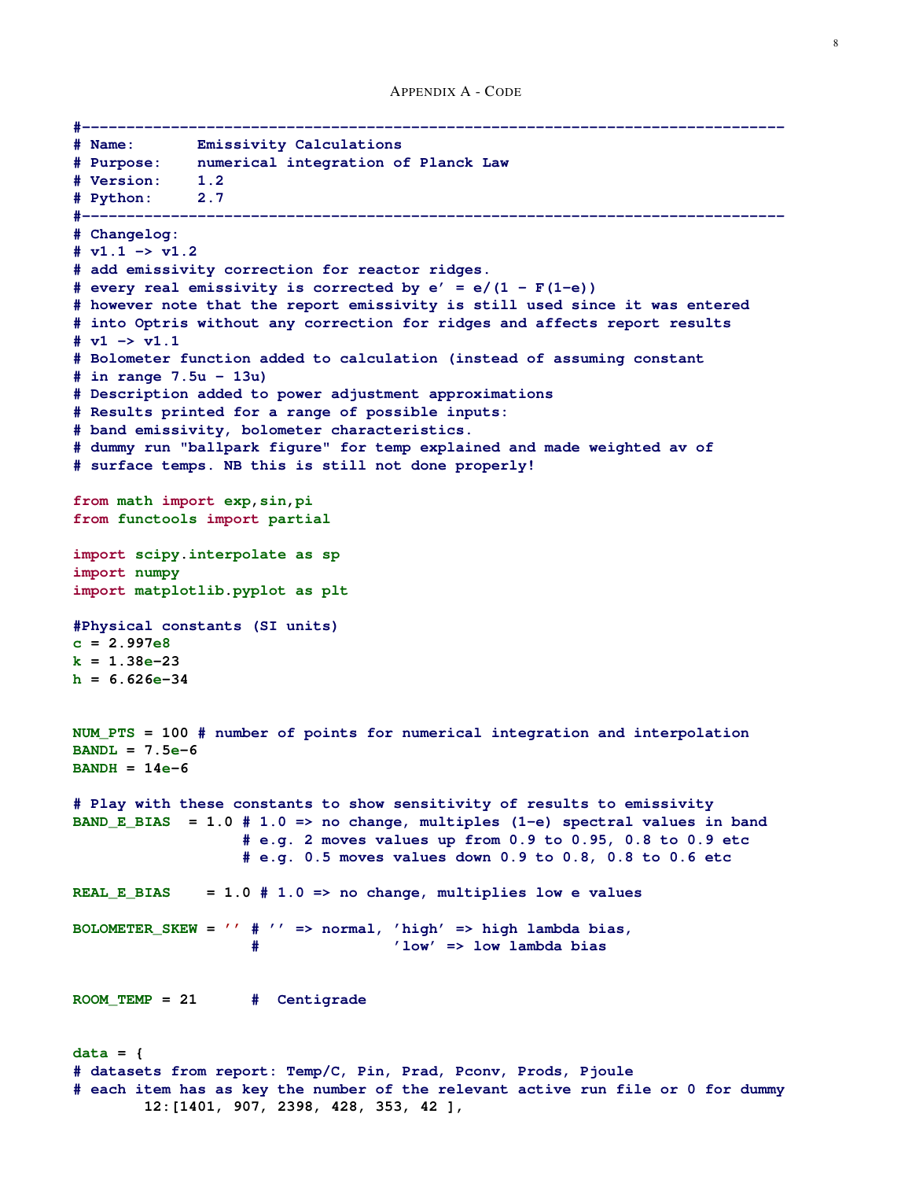## Appendix A - Code

```
#-------------------------------------------------------------------------------
# Name:       Emissivity Calculations
# Purpose:    numerical integration of Planck Law
# Version:    1.2
# Python:     2.7
#-------------------------------------------------------------------------------
# Changelog:
# v1.1 -> v1.2
# add emissivity correction for reactor ridges.
# every real emissivity is corrected by e' = e/(1 - F(1-e))
# however note that the report emissivity is still used since it was entered
# into Optris without any correction for ridges and affects report results
# v1 -> v1.1
# Bolometer function added to calculation (instead of assuming constant
# in range 7.5u - 13u)
# Description added to power adjustment approximations
# Results printed for a range of possible inputs:
# band emissivity, bolometer characteristics.
# dummy run "ballpark figure" for temp explained and made weighted av of
# surface temps. NB this is still not done properly!

from math import exp,sin,pi
from functools import partial

import scipy.interpolate as sp
import numpy
import matplotlib.pyplot as plt

#Physical constants (SI units)
c = 2.997e8
k = 1.38e-23
h = 6.626e-34


NUM_PTS = 100 # number of points for numerical integration and interpolation
BANDL = 7.5e-6
BANDH = 14e-6

# Play with these constants to show sensitivity of results to emissivity
BAND_E_BIAS  = 1.0 # 1.0 => no change, multiples (1-e) spectral values in band
                   # e.g. 2 moves values up from 0.9 to 0.95, 0.8 to 0.9 etc
                   # e.g. 0.5 moves values down 0.9 to 0.8, 0.8 to 0.6 etc

REAL_E_BIAS    = 1.0 # 1.0 => no change, multiples low e values

BOLOMETER_SKEW = '' # '' => normal, 'high' => high lambda bias,
                    #                'low' => low lambda bias


ROOM_TEMP = 21      #  Centigrade


data = {
# datasets from report: Temp/C, Pin, Prad, Pconv, Prods, Pjoule
# each item has as key the number of the relevant active run file or 0 for dummy
        12:[1401, 907, 2398, 428, 353, 42 ],
```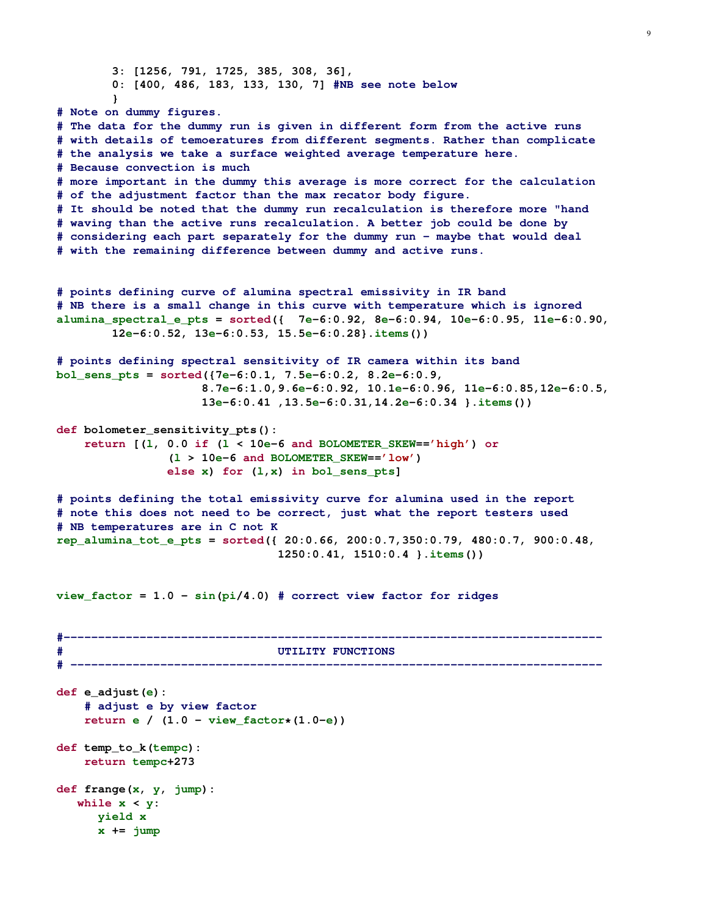```
        3: [1256, 791, 1725, 385, 308, 36],
        0: [400, 486, 183, 133, 130, 7] #NB see note below
        }
# Note on dummy figures.
# The data for the dummy run is given in different form from the active runs
# with details of temoeratures from different segments. Rather than complicate
# the analysis we take a surface weighted average temperature here.
# Because convection is much
# more important in the dummy this average is more correct for the calculation
# of the adjustment factor than the max recator body figure.
# It should be noted that the dummy run recalculation is therefore more "hand
# waving than the active runs recalculation. A better job could be done by
# considering each part separately for the dummy run - maybe that would deal
# with the remaining difference between dummy and active runs.


# points defining curve of alumina spectral emissivity in IR band
# NB there is a small change in this curve with temperature which is ignored
alumina_spectral_e_pts = sorted({  7e-6:0.92, 8e-6:0.94, 10e-6:0.95, 11e-6:0.90,
        12e-6:0.52, 13e-6:0.53, 15.5e-6:0.28}.items())

# points defining spectral sensitivity of IR camera within its band
bol_sens_pts = sorted({7e-6:0.1, 7.5e-6:0.2, 8.2e-6:0.9,
                      8.7e-6:1.0,9.6e-6:0.92, 10.1e-6:0.96, 11e-6:0.85,12e-6:0.5,
                      13e-6:0.41 ,13.5e-6:0.31,14.2e-6:0.34 }.items())

def bolometer_sensitivity_pts():
    return [(l, 0.0 if (l < 10e-6 and BOLOMETER_SKEW=='high') or
                (l > 10e-6 and BOLOMETER_SKEW=='low')
                else x) for (l,x) in bol_sens_pts]

# points defining the total emissivity curve for alumina used in the report
# note this does not need to be correct, just what the report testers used
# NB temperatures are in C not K
rep_alumina_tot_e_pts = sorted({ 20:0.66, 200:0.7,350:0.79, 480:0.7, 900:0.48,
                                1250:0.41, 1510:0.4 }.items())


view_factor = 1.0 - sin(pi/4.0) # correct view factor for ridges


#------------------------------------------------------------------------------
#                               UTILITY FUNCTIONS
# -----------------------------------------------------------------------------

def e_adjust(e):
    # adjust e by view factor
    return e / (1.0 - view_factor*(1.0-e))

def temp_to_k(tempc):
    return tempc+273

def frange(x, y, jump):
   while x < y:
      yield x
      x += jump
```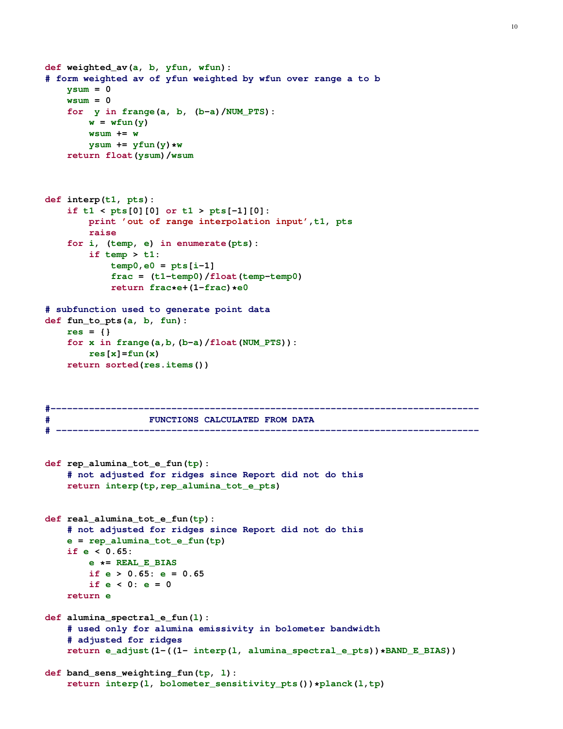```python
def weighted_av(a, b, yfun, wfun):
# form weighted av of yfun weighted by wfun over range a to b
    ysum = 0
    wsum = 0
    for  y in frange(a, b, (b-a)/NUM_PTS):
        w = wfun(y)
        wsum += w
        ysum += yfun(y)*w
    return float(ysum)/wsum



def interp(t1, pts):
    if t1 < pts[0][0] or t1 > pts[-1][0]:
        print 'out of range interpolation input',t1, pts
        raise
    for i, (temp, e) in enumerate(pts):
        if temp > t1:
            temp0,e0 = pts[i-1]
            frac = (t1-temp0)/float(temp-temp0)
            return frac*e+(1-frac)*e0

# subfunction used to generate point data
def fun_to_pts(a, b, fun):
    res = {}
    for x in frange(a,b,(b-a)/float(NUM_PTS)):
        res[x]=fun(x)
    return sorted(res.items())



#----------------------------------------------------------------------------
#                  FUNCTIONS CALCULATED FROM DATA
# ---------------------------------------------------------------------------


def rep_alumina_tot_e_fun(tp):
    # not adjusted for ridges since Report did not do this
    return interp(tp,rep_alumina_tot_e_pts)


def real_alumina_tot_e_fun(tp):
    # not adjusted for ridges since Report did not do this
    e = rep_alumina_tot_e_fun(tp)
    if e < 0.65:
        e *= REAL_E_BIAS
        if e > 0.65: e = 0.65
        if e < 0: e = 0
    return e

def alumina_spectral_e_fun(l):
    # used only for alumina emissivity in bolometer bandwidth
    # adjusted for ridges
    return e_adjust(1-((1- interp(l, alumina_spectral_e_pts))*BAND_E_BIAS))

def band_sens_weighting_fun(tp, l):
    return interp(l, bolometer_sensitivity_pts())*planck(l,tp)
```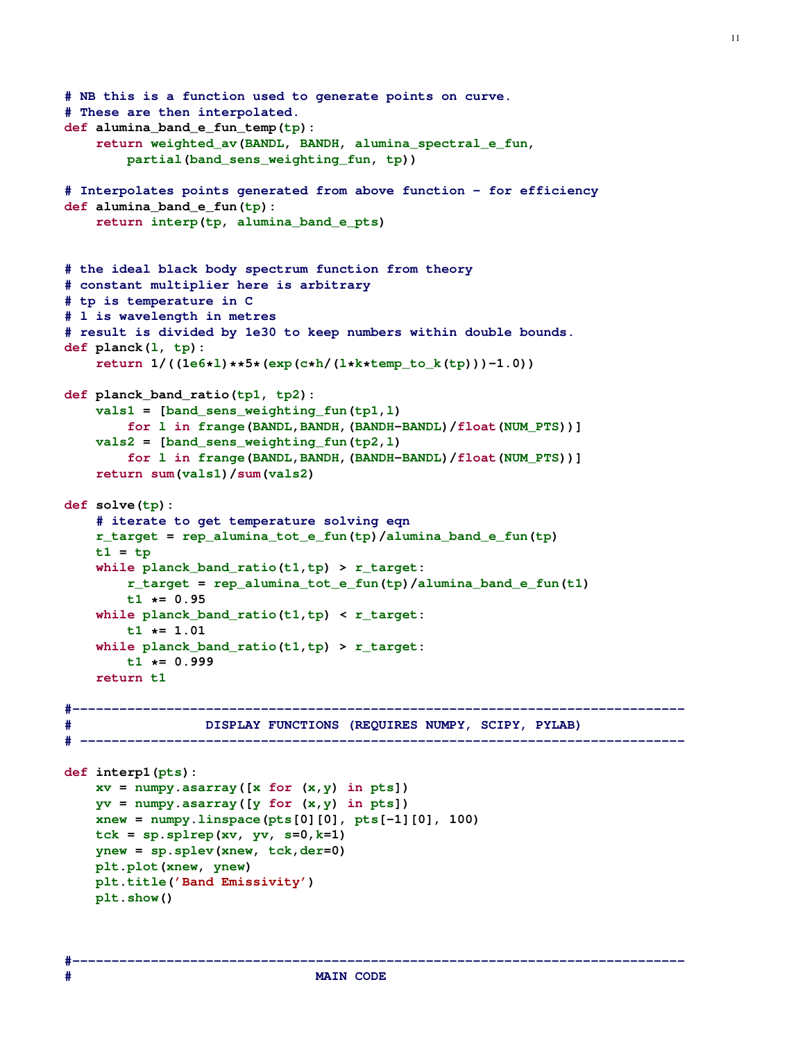```
# NB this is a function used to generate points on curve.
# These are then interpolated.
def alumina_band_e_fun_temp(tp):
    return weighted_av(BANDL, BANDH, alumina_spectral_e_fun,
        partial(band_sens_weighting_fun, tp))

# Interpolates points generated from above function - for efficiency
def alumina_band_e_fun(tp):
    return interp(tp, alumina_band_e_pts)


# the ideal black body spectrum function from theory
# constant multiplier here is arbitrary
# tp is temperature in C
# l is wavelength in metres
# result is divided by 1e30 to keep numbers within double bounds.
def planck(l, tp):
    return 1/((1e6*l)**5*(exp(c*h/(l*k*temp_to_k(tp)))-1.0))

def planck_band_ratio(tp1, tp2):
    vals1 = [band_sens_weighting_fun(tp1,l)
        for l in frange(BANDL,BANDH,(BANDH-BANDL)/float(NUM_PTS))]
    vals2 = [band_sens_weighting_fun(tp2,l)
        for l in frange(BANDL,BANDH,(BANDH-BANDL)/float(NUM_PTS))]
    return sum(vals1)/sum(vals2)

def solve(tp):
    # iterate to get temperature solving eqn
    r_target = rep_alumina_tot_e_fun(tp)/alumina_band_e_fun(tp)
    t1 = tp
    while planck_band_ratio(t1,tp) > r_target:
        r_target = rep_alumina_tot_e_fun(tp)/alumina_band_e_fun(t1)
        t1 *= 0.95
    while planck_band_ratio(t1,tp) < r_target:
        t1 *= 1.01
    while planck_band_ratio(t1,tp) > r_target:
        t1 *= 0.999
    return t1

#-----------------------------------------------------------------------------
#                 DISPLAY FUNCTIONS (REQUIRES NUMPY, SCIPY, PYLAB)
# ----------------------------------------------------------------------------

def interp1(pts):
    xv = numpy.asarray([x for (x,y) in pts])
    yv = numpy.asarray([y for (x,y) in pts])
    xnew = numpy.linspace(pts[0][0], pts[-1][0], 100)
    tck = sp.splrep(xv, yv, s=0,k=1)
    ynew = sp.splev(xnew, tck,der=0)
    plt.plot(xnew, ynew)
    plt.title('Band Emissivity')
    plt.show()



#-----------------------------------------------------------------------------
#                                 MAIN CODE
```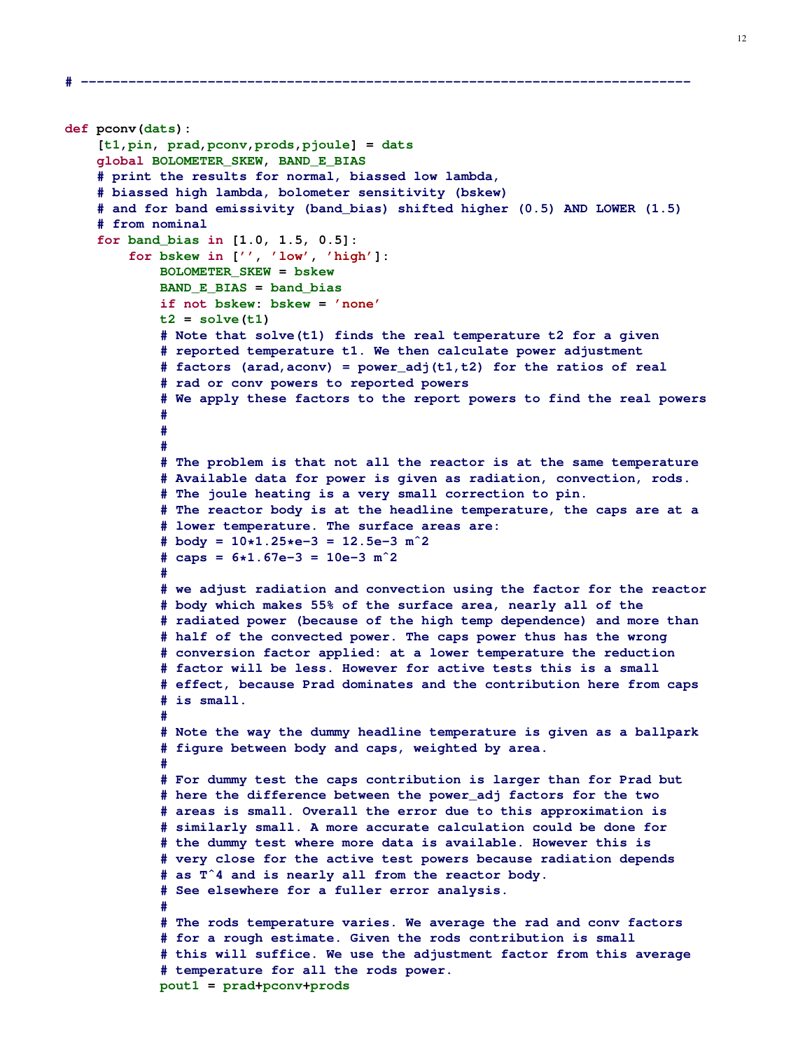```
# ---------------------------------------------------------------------------


def pconv(dats):
    [t1,pin, prad,pconv,prods,pjoule] = dats
    global BOLOMETER_SKEW, BAND_E_BIAS
    # print the results for normal, biassed low lambda,
    # biassed high lambda, bolometer sensitivity (bskew)
    # and for band emissivity (band_bias) shifted higher (0.5) AND LOWER (1.5)
    # from nominal
    for band_bias in [1.0, 1.5, 0.5]:
        for bskew in ['', 'low', 'high']:
            BOLOMETER_SKEW = bskew
            BAND_E_BIAS = band_bias
            if not bskew: bskew = 'none'
            t2 = solve(t1)
            # Note that solve(t1) finds the real temperature t2 for a given
            # reported temperature t1. We then calculate power adjustment
            # factors (arad,aconv) = power_adj(t1,t2) for the ratios of real
            # rad or conv powers to reported powers
            # We apply these factors to the report powers to find the real powers
            #
            #
            #
            # The problem is that not all the reactor is at the same temperature
            # Available data for power is given as radiation, convection, rods.
            # The joule heating is a very small correction to pin.
            # The reactor body is at the headline temperature, the caps are at a
            # lower temperature. The surface areas are:
            # body = 10*1.25*e-3 = 12.5e-3 m^2
            # caps = 6*1.67e-3 = 10e-3 m^2
            #
            # we adjust radiation and convection using the factor for the reactor
            # body which makes 55% of the surface area, nearly all of the
            # radiated power (because of the high temp dependence) and more than
            # half of the convected power. The caps power thus has the wrong
            # conversion factor applied: at a lower temperature the reduction
            # factor will be less. However for active tests this is a small
            # effect, because Prad dominates and the contribution here from caps
            # is small.
            #
            # Note the way the dummy headline temperature is given as a ballpark
            # figure between body and caps, weighted by area.
            #
            # For dummy test the caps contribution is larger than for Prad but
            # here the difference between the power_adj factors for the two
            # areas is small. Overall the error due to this approximation is
            # similarly small. A more accurate calculation could be done for
            # the dummy test where more data is available. However this is
            # very close for the active test powers because radiation depends
            # as T^4 and is nearly all from the reactor body.
            # See elsewhere for a fuller error analysis.
            #
            # The rods temperature varies. We average the rad and conv factors
            # for a rough estimate. Given the rods contribution is small
            # this will suffice. We use the adjustment factor from this average
            # temperature for all the rods power.
            pout1 = prad+pconv+prods
```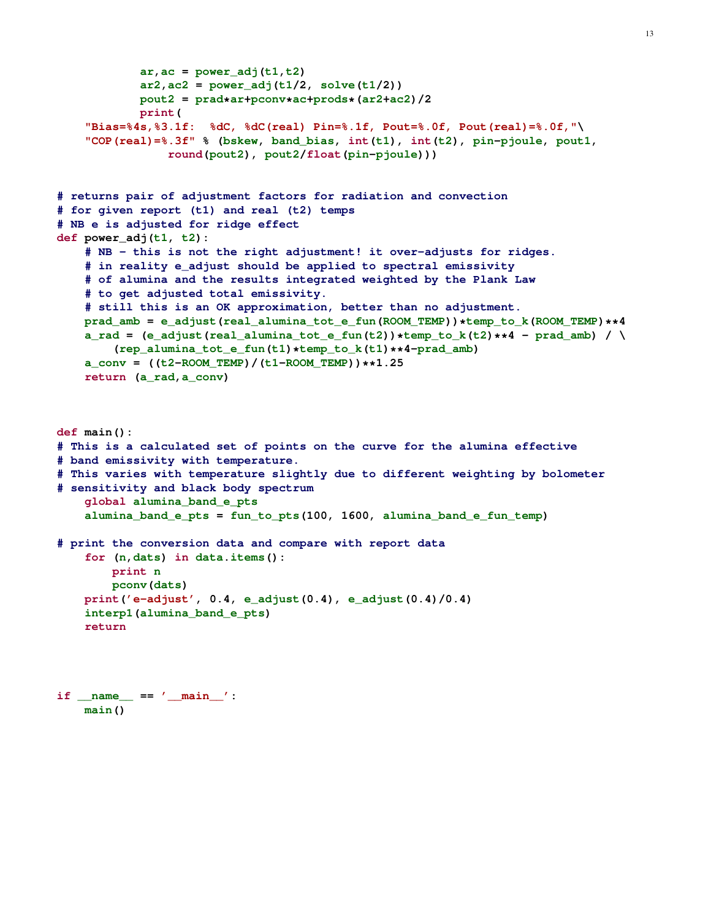```python
            ar,ac = power_adj(t1,t2)
            ar2,ac2 = power_adj(t1/2, solve(t1/2))
            pout2 = prad*ar+pconv*ac+prods*(ar2+ac2)/2
            print(
    "Bias=%4s,%3.1f:  %dC, %dC(real) Pin=%.1f, Pout=%.0f, Pout(real)=%.0f,"\
    "COP(real)=%.3f" % (bskew, band_bias, int(t1), int(t2), pin-pjoule, pout1,
                round(pout2), pout2/float(pin-pjoule)))


# returns pair of adjustment factors for radiation and convection
# for given report (t1) and real (t2) temps
# NB e is adjusted for ridge effect
def power_adj(t1, t2):
    # NB - this is not the right adjustment! it over-adjusts for ridges.
    # in reality e_adjust should be applied to spectral emissivity
    # of alumina and the results integrated weighted by the Plank Law
    # to get adjusted total emissivity.
    # still this is an OK approximation, better than no adjustment.
    prad_amb = e_adjust(real_alumina_tot_e_fun(ROOM_TEMP))*temp_to_k(ROOM_TEMP)**4
    a_rad = (e_adjust(real_alumina_tot_e_fun(t2))*temp_to_k(t2)**4 - prad_amb) / \
        (rep_alumina_tot_e_fun(t1)*temp_to_k(t1)**4-prad_amb)
    a_conv = ((t2-ROOM_TEMP)/(t1-ROOM_TEMP))**1.25
    return (a_rad,a_conv)



def main():
# This is a calculated set of points on the curve for the alumina effective
# band emissivity with temperature.
# This varies with temperature slightly due to different weighting by bolometer
# sensitivity and black body spectrum
    global alumina_band_e_pts
    alumina_band_e_pts = fun_to_pts(100, 1600, alumina_band_e_fun_temp)

# print the conversion data and compare with report data
    for (n,dats) in data.items():
        print n
        pconv(dats)
    print('e-adjust', 0.4, e_adjust(0.4), e_adjust(0.4)/0.4)
    interp1(alumina_band_e_pts)
    return



if __name__ == '__main__':
    main()
```